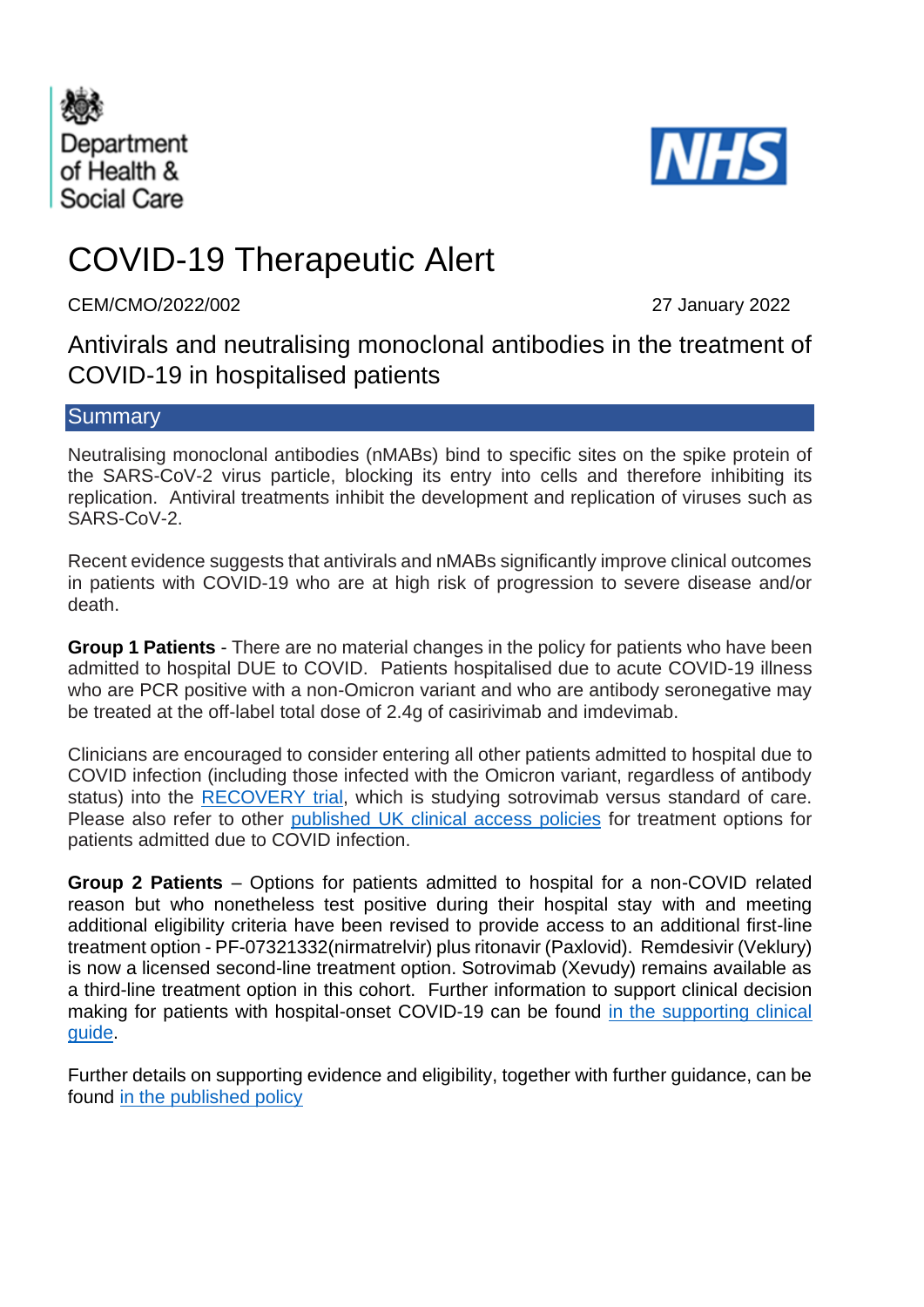Department of Health & Social Care

NHS

# COVID-19 Therapeutic Alert

CEM/CMO/2022/002 27 January 2022

## Antivirals and neutralising monoclonal antibodies in the treatment of COVID-19 in hospitalised patients

### Summary

Neutralising monoclonal antibodies (nMABs) bind to specific sites on the spike protein of the SARS-CoV-2 virus particle, blocking its entry into cells and therefore inhibiting its replication. Antiviral treatments inhibit the development and replication of viruses such as SARS-CoV-2.

Recent evidence suggests that antivirals and nMABs significantly improve clinical outcomes in patients with COVID-19 who are at high risk of progression to severe disease and/or death.

**Group 1 Patients** - There are no material changes in the policy for patients who have been admitted to hospital DUE to COVID. Patients hospitalised due to acute COVID-19 illness who are PCR positive with a non-Omicron variant and who are antibody seronegative may be treated at the off-label total dose of 2.4g of casirivimab and imdevimab.

Clinicians are encouraged to consider entering all other patients admitted to hospital due to COVID infection (including those infected with the Omicron variant, regardless of antibody status) into the RECOVERY trial, which is studying sotrovimab versus standard of care. Please also refer to other published UK clinical access policies for treatment options for patients admitted due to COVID infection.

**Group 2 Patients** – Options for patients admitted to hospital for a non-COVID related reason but who nonetheless test positive during their hospital stay with and meeting additional eligibility criteria have been revised to provide access to an additional first-line treatment option - PF-07321332(nirmatrelvir) plus ritonavir (Paxlovid). Remdesivir (Veklury) is now a licensed second-line treatment option. Sotrovimab (Xevudy) remains available as a third-line treatment option in this cohort. Further information to support clinical decision making for patients with hospital-onset COVID-19 can be found in the supporting clinical guide.

Further details on supporting evidence and eligibility, together with further guidance, can be found in the published policy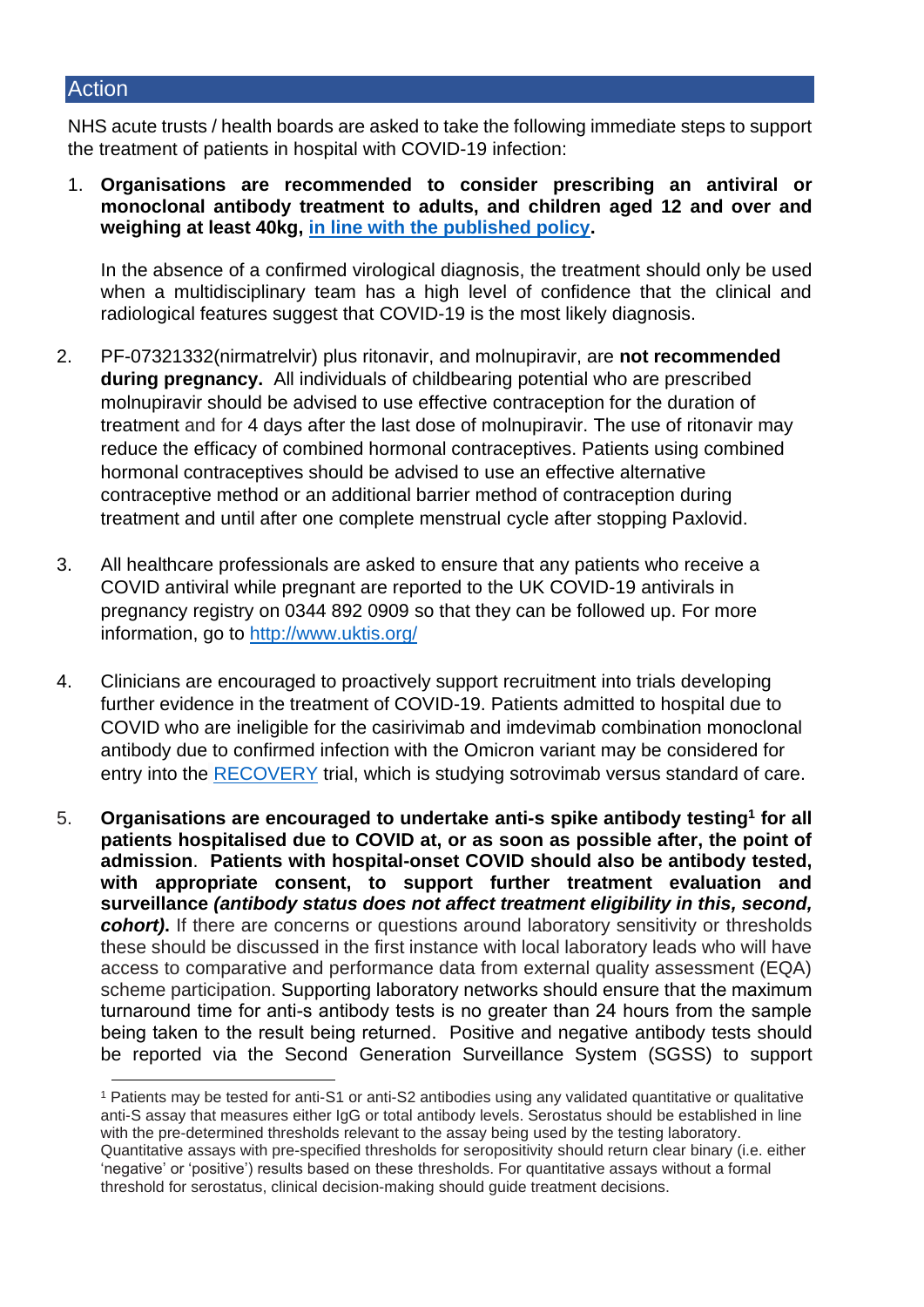## Action

NHS acute trusts / health boards are asked to take the following immediate steps to support the treatment of patients in hospital with COVID-19 infection:

1. **Organisations are recommended to consider prescribing an antiviral or monoclonal antibody treatment to adults, and children aged 12 and over and weighing at least 40kg, [in line with the published policy](#).**

   In the absence of a confirmed virological diagnosis, the treatment should only be used when a multidisciplinary team has a high level of confidence that the clinical and radiological features suggest that COVID-19 is the most likely diagnosis.

2. PF-07321332(nirmatrelvir) plus ritonavir, and molnupiravir, are **not recommended during pregnancy.** All individuals of childbearing potential who are prescribed molnupiravir should be advised to use effective contraception for the duration of treatment and for 4 days after the last dose of molnupiravir. The use of ritonavir may reduce the efficacy of combined hormonal contraceptives. Patients using combined hormonal contraceptives should be advised to use an effective alternative contraceptive method or an additional barrier method of contraception during treatment and until after one complete menstrual cycle after stopping Paxlovid.

3. All healthcare professionals are asked to ensure that any patients who receive a COVID antiviral while pregnant are reported to the UK COVID-19 antivirals in pregnancy registry on 0344 892 0909 so that they can be followed up. For more information, go to [http://www.uktis.org/](http://www.uktis.org/)

4. Clinicians are encouraged to proactively support recruitment into trials developing further evidence in the treatment of COVID-19. Patients admitted to hospital due to COVID who are ineligible for the casirivimab and imdevimab combination monoclonal antibody due to confirmed infection with the Omicron variant may be considered for entry into the [RECOVERY](#) trial, which is studying sotrovimab versus standard of care.

5. **Organisations are encouraged to undertake anti-s spike antibody testing[1] for all patients hospitalised due to COVID at, or as soon as possible after, the point of admission. Patients with hospital-onset COVID should also be antibody tested, with appropriate consent, to support further treatment evaluation and surveillance *(antibody status does not affect treatment eligibility in this, second, cohort)*.** If there are concerns or questions around laboratory sensitivity or thresholds these should be discussed in the first instance with local laboratory leads who will have access to comparative and performance data from external quality assessment (EQA) scheme participation. Supporting laboratory networks should ensure that the maximum turnaround time for anti-s antibody tests is no greater than 24 hours from the sample being taken to the result being returned. Positive and negative antibody tests should be reported via the Second Generation Surveillance System (SGSS) to support

---

[1] Patients may be tested for anti-S1 or anti-S2 antibodies using any validated quantitative or qualitative anti-S assay that measures either IgG or total antibody levels. Serostatus should be established in line with the pre-determined thresholds relevant to the assay being used by the testing laboratory. Quantitative assays with pre-specified thresholds for seropositivity should return clear binary (i.e. either 'negative' or 'positive') results based on these thresholds. For quantitative assays without a formal threshold for serostatus, clinical decision-making should guide treatment decisions.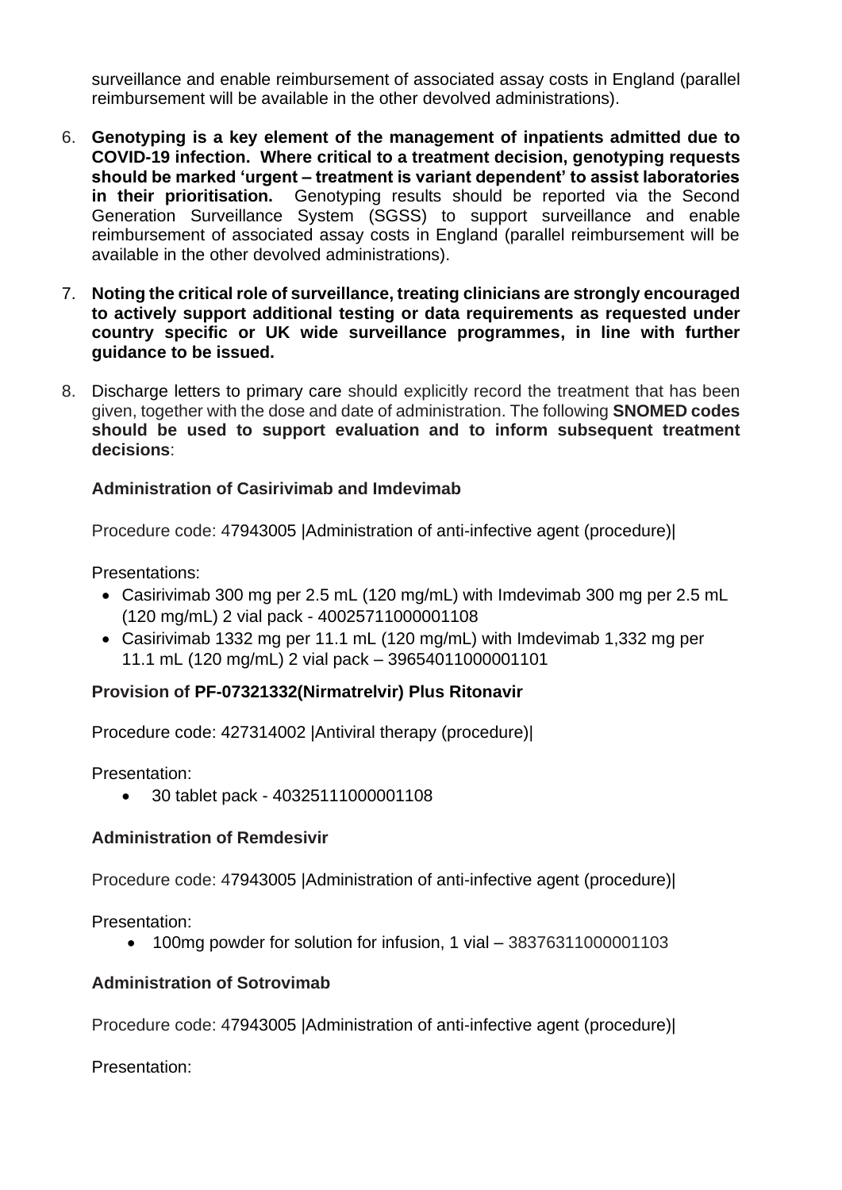surveillance and enable reimbursement of associated assay costs in England (parallel reimbursement will be available in the other devolved administrations).

6. **Genotyping is a key element of the management of inpatients admitted due to COVID-19 infection. Where critical to a treatment decision, genotyping requests should be marked 'urgent – treatment is variant dependent' to assist laboratories in their prioritisation.** Genotyping results should be reported via the Second Generation Surveillance System (SGSS) to support surveillance and enable reimbursement of associated assay costs in England (parallel reimbursement will be available in the other devolved administrations).

7. **Noting the critical role of surveillance, treating clinicians are strongly encouraged to actively support additional testing or data requirements as requested under country specific or UK wide surveillance programmes, in line with further guidance to be issued.**

8. Discharge letters to primary care should explicitly record the treatment that has been given, together with the dose and date of administration. The following **SNOMED codes should be used to support evaluation and to inform subsequent treatment decisions**:

   **Administration of Casirivimab and Imdevimab**

   Procedure code: 47943005 |Administration of anti-infective agent (procedure)|

   Presentations:

   - Casirivimab 300 mg per 2.5 mL (120 mg/mL) with Imdevimab 300 mg per 2.5 mL (120 mg/mL) 2 vial pack - 40025711000001108
   - Casirivimab 1332 mg per 11.1 mL (120 mg/mL) with Imdevimab 1,332 mg per 11.1 mL (120 mg/mL) 2 vial pack – 39654011000001101

   **Provision of PF-07321332(Nirmatrelvir) Plus Ritonavir**

   Procedure code: 427314002 |Antiviral therapy (procedure)|

   Presentation:

   - 30 tablet pack - 40325111000001108

   **Administration of Remdesivir**

   Procedure code: 47943005 |Administration of anti-infective agent (procedure)|

   Presentation:

   - 100mg powder for solution for infusion, 1 vial – 38376311000001103

   **Administration of Sotrovimab**

   Procedure code: 47943005 |Administration of anti-infective agent (procedure)|

   Presentation: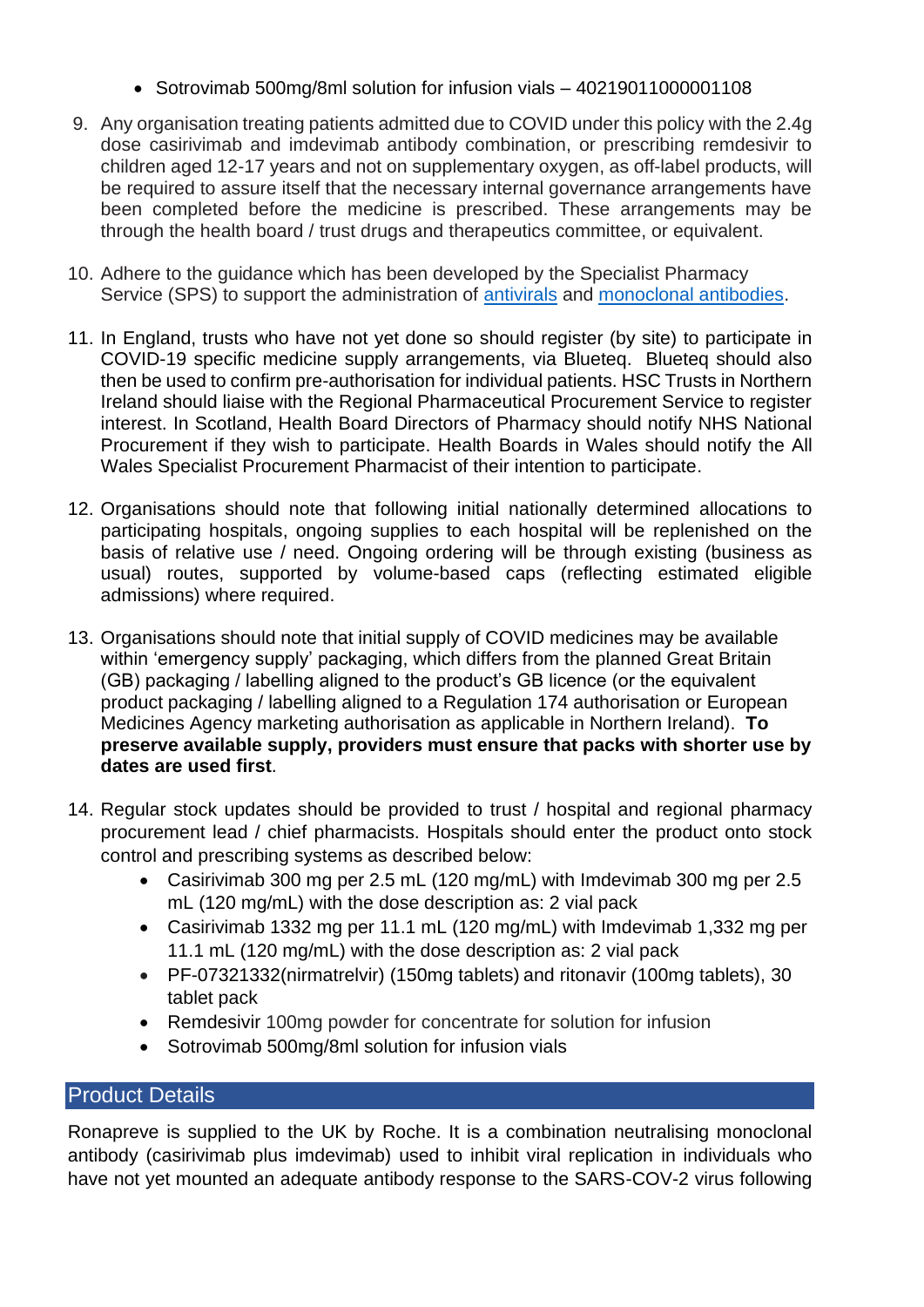- Sotrovimab 500mg/8ml solution for infusion vials – 40219011000001108

9. Any organisation treating patients admitted due to COVID under this policy with the 2.4g dose casirivimab and imdevimab antibody combination, or prescribing remdesivir to children aged 12-17 years and not on supplementary oxygen, as off-label products, will be required to assure itself that the necessary internal governance arrangements have been completed before the medicine is prescribed. These arrangements may be through the health board / trust drugs and therapeutics committee, or equivalent.

10. Adhere to the guidance which has been developed by the Specialist Pharmacy Service (SPS) to support the administration of antivirals and monoclonal antibodies.

11. In England, trusts who have not yet done so should register (by site) to participate in COVID-19 specific medicine supply arrangements, via Blueteq. Blueteq should also then be used to confirm pre-authorisation for individual patients. HSC Trusts in Northern Ireland should liaise with the Regional Pharmaceutical Procurement Service to register interest. In Scotland, Health Board Directors of Pharmacy should notify NHS National Procurement if they wish to participate. Health Boards in Wales should notify the All Wales Specialist Procurement Pharmacist of their intention to participate.

12. Organisations should note that following initial nationally determined allocations to participating hospitals, ongoing supplies to each hospital will be replenished on the basis of relative use / need. Ongoing ordering will be through existing (business as usual) routes, supported by volume-based caps (reflecting estimated eligible admissions) where required.

13. Organisations should note that initial supply of COVID medicines may be available within 'emergency supply' packaging, which differs from the planned Great Britain (GB) packaging / labelling aligned to the product's GB licence (or the equivalent product packaging / labelling aligned to a Regulation 174 authorisation or European Medicines Agency marketing authorisation as applicable in Northern Ireland). **To preserve available supply, providers must ensure that packs with shorter use by dates are used first**.

14. Regular stock updates should be provided to trust / hospital and regional pharmacy procurement lead / chief pharmacists. Hospitals should enter the product onto stock control and prescribing systems as described below:
    - Casirivimab 300 mg per 2.5 mL (120 mg/mL) with Imdevimab 300 mg per 2.5 mL (120 mg/mL) with the dose description as: 2 vial pack
    - Casirivimab 1332 mg per 11.1 mL (120 mg/mL) with Imdevimab 1,332 mg per 11.1 mL (120 mg/mL) with the dose description as: 2 vial pack
    - PF-07321332(nirmatrelvir) (150mg tablets) and ritonavir (100mg tablets), 30 tablet pack
    - Remdesivir 100mg powder for concentrate for solution for infusion
    - Sotrovimab 500mg/8ml solution for infusion vials

## Product Details

Ronapreve is supplied to the UK by Roche. It is a combination neutralising monoclonal antibody (casirivimab plus imdevimab) used to inhibit viral replication in individuals who have not yet mounted an adequate antibody response to the SARS-COV-2 virus following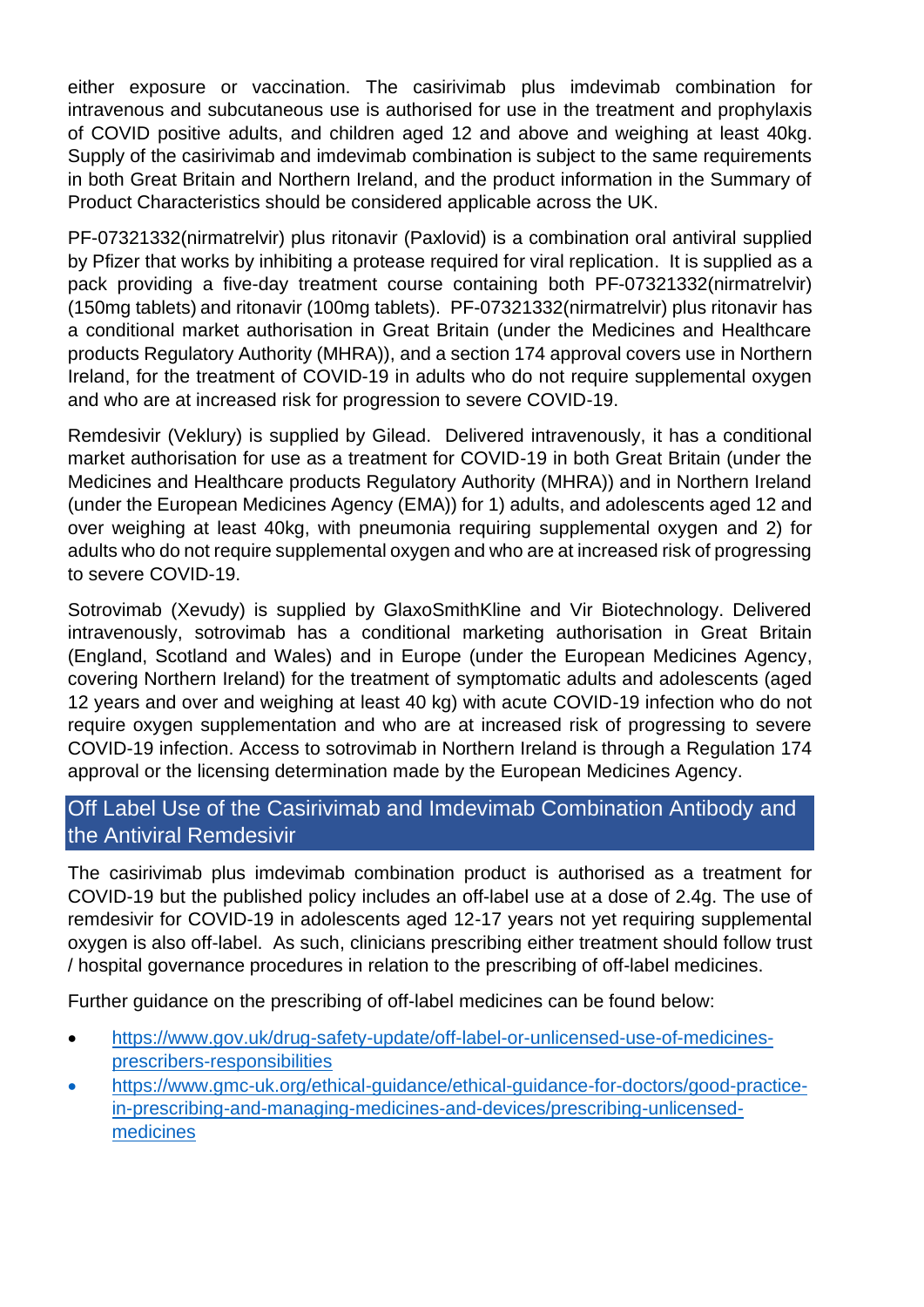either exposure or vaccination. The casirivimab plus imdevimab combination for intravenous and subcutaneous use is authorised for use in the treatment and prophylaxis of COVID positive adults, and children aged 12 and above and weighing at least 40kg. Supply of the casirivimab and imdevimab combination is subject to the same requirements in both Great Britain and Northern Ireland, and the product information in the Summary of Product Characteristics should be considered applicable across the UK.

PF-07321332(nirmatrelvir) plus ritonavir (Paxlovid) is a combination oral antiviral supplied by Pfizer that works by inhibiting a protease required for viral replication. It is supplied as a pack providing a five-day treatment course containing both PF-07321332(nirmatrelvir) (150mg tablets) and ritonavir (100mg tablets). PF-07321332(nirmatrelvir) plus ritonavir has a conditional market authorisation in Great Britain (under the Medicines and Healthcare products Regulatory Authority (MHRA)), and a section 174 approval covers use in Northern Ireland, for the treatment of COVID-19 in adults who do not require supplemental oxygen and who are at increased risk for progression to severe COVID-19.

Remdesivir (Veklury) is supplied by Gilead. Delivered intravenously, it has a conditional market authorisation for use as a treatment for COVID-19 in both Great Britain (under the Medicines and Healthcare products Regulatory Authority (MHRA)) and in Northern Ireland (under the European Medicines Agency (EMA)) for 1) adults, and adolescents aged 12 and over weighing at least 40kg, with pneumonia requiring supplemental oxygen and 2) for adults who do not require supplemental oxygen and who are at increased risk of progressing to severe COVID-19.

Sotrovimab (Xevudy) is supplied by GlaxoSmithKline and Vir Biotechnology. Delivered intravenously, sotrovimab has a conditional marketing authorisation in Great Britain (England, Scotland and Wales) and in Europe (under the European Medicines Agency, covering Northern Ireland) for the treatment of symptomatic adults and adolescents (aged 12 years and over and weighing at least 40 kg) with acute COVID-19 infection who do not require oxygen supplementation and who are at increased risk of progressing to severe COVID-19 infection. Access to sotrovimab in Northern Ireland is through a Regulation 174 approval or the licensing determination made by the European Medicines Agency.

## Off Label Use of the Casirivimab and Imdevimab Combination Antibody and the Antiviral Remdesivir

The casirivimab plus imdevimab combination product is authorised as a treatment for COVID-19 but the published policy includes an off-label use at a dose of 2.4g. The use of remdesivir for COVID-19 in adolescents aged 12-17 years not yet requiring supplemental oxygen is also off-label. As such, clinicians prescribing either treatment should follow trust / hospital governance procedures in relation to the prescribing of off-label medicines.

Further guidance on the prescribing of off-label medicines can be found below:

- https://www.gov.uk/drug-safety-update/off-label-or-unlicensed-use-of-medicines-prescribers-responsibilities
- https://www.gmc-uk.org/ethical-guidance/ethical-guidance-for-doctors/good-practice-in-prescribing-and-managing-medicines-and-devices/prescribing-unlicensed-medicines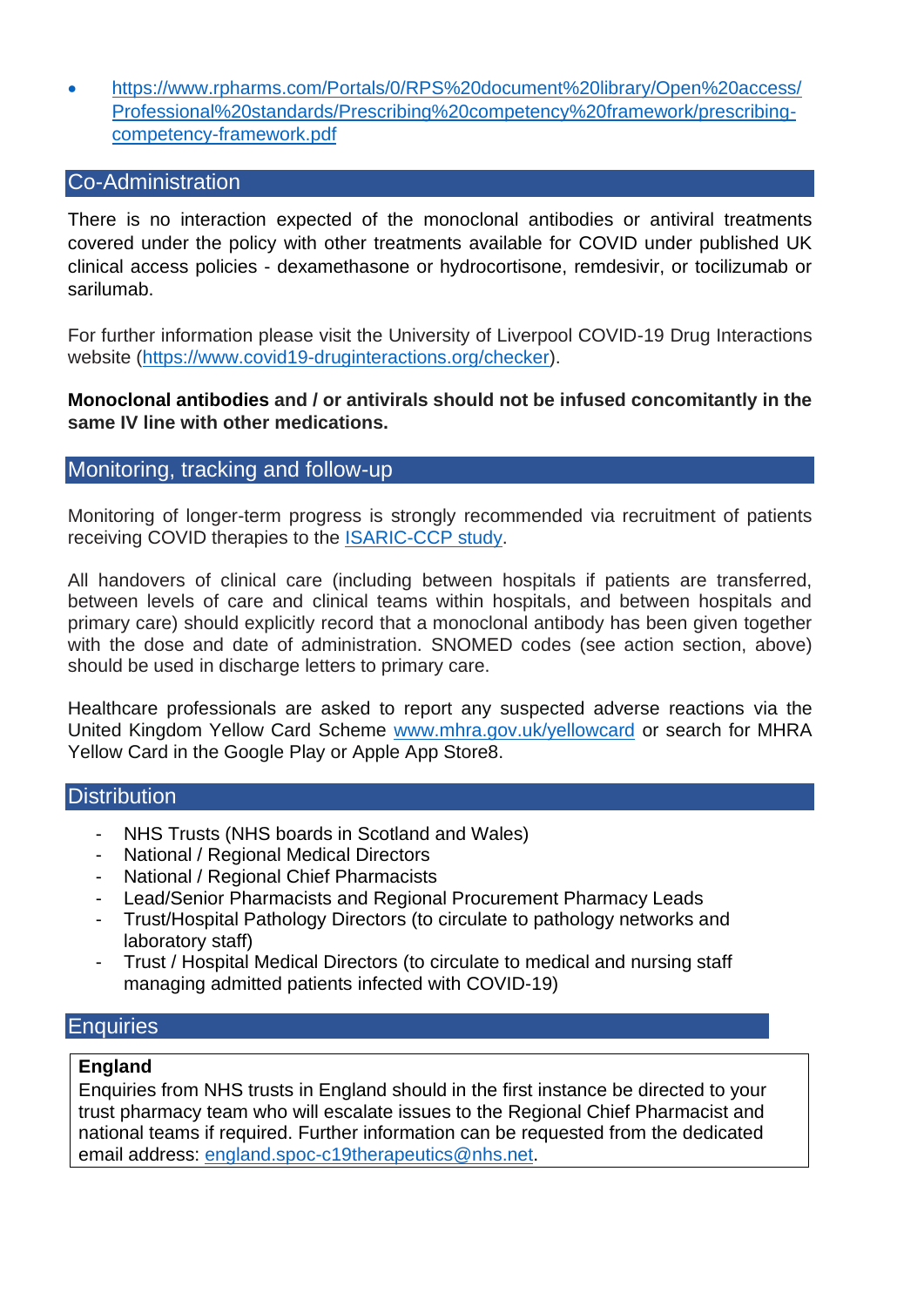- https://www.rpharms.com/Portals/0/RPS%20document%20library/Open%20access/Professional%20standards/Prescribing%20competency%20framework/prescribing-competency-framework.pdf

## Co-Administration

There is no interaction expected of the monoclonal antibodies or antiviral treatments covered under the policy with other treatments available for COVID under published UK clinical access policies - dexamethasone or hydrocortisone, remdesivir, or tocilizumab or sarilumab.

For further information please visit the University of Liverpool COVID-19 Drug Interactions website (https://www.covid19-druginteractions.org/checker).

**Monoclonal antibodies and / or antivirals should not be infused concomitantly in the same IV line with other medications.**

## Monitoring, tracking and follow-up

Monitoring of longer-term progress is strongly recommended via recruitment of patients receiving COVID therapies to the ISARIC-CCP study.

All handovers of clinical care (including between hospitals if patients are transferred, between levels of care and clinical teams within hospitals, and between hospitals and primary care) should explicitly record that a monoclonal antibody has been given together with the dose and date of administration. SNOMED codes (see action section, above) should be used in discharge letters to primary care.

Healthcare professionals are asked to report any suspected adverse reactions via the United Kingdom Yellow Card Scheme www.mhra.gov.uk/yellowcard or search for MHRA Yellow Card in the Google Play or Apple App Store8.

## Distribution

- NHS Trusts (NHS boards in Scotland and Wales)
- National / Regional Medical Directors
- National / Regional Chief Pharmacists
- Lead/Senior Pharmacists and Regional Procurement Pharmacy Leads
- Trust/Hospital Pathology Directors (to circulate to pathology networks and laboratory staff)
- Trust / Hospital Medical Directors (to circulate to medical and nursing staff managing admitted patients infected with COVID-19)

## Enquiries

**England**

Enquiries from NHS trusts in England should in the first instance be directed to your trust pharmacy team who will escalate issues to the Regional Chief Pharmacist and national teams if required. Further information can be requested from the dedicated email address: england.spoc-c19therapeutics@nhs.net.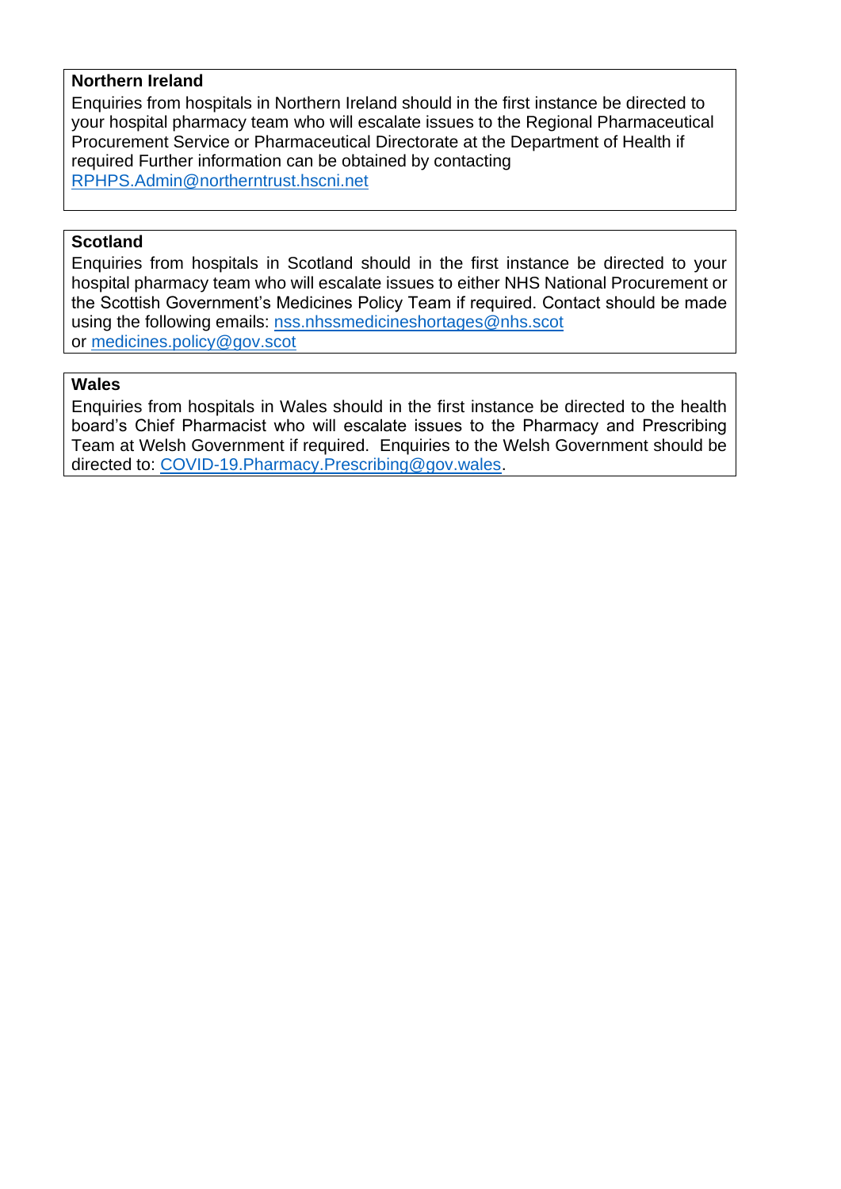**Northern Ireland**

Enquiries from hospitals in Northern Ireland should in the first instance be directed to your hospital pharmacy team who will escalate issues to the Regional Pharmaceutical Procurement Service or Pharmaceutical Directorate at the Department of Health if required Further information can be obtained by contacting RPHPS.Admin@northerntrust.hscni.net

**Scotland**

Enquiries from hospitals in Scotland should in the first instance be directed to your hospital pharmacy team who will escalate issues to either NHS National Procurement or the Scottish Government's Medicines Policy Team if required. Contact should be made using the following emails: nss.nhssmedicineshortages@nhs.scot or medicines.policy@gov.scot

**Wales**

Enquiries from hospitals in Wales should in the first instance be directed to the health board's Chief Pharmacist who will escalate issues to the Pharmacy and Prescribing Team at Welsh Government if required. Enquiries to the Welsh Government should be directed to: COVID-19.Pharmacy.Prescribing@gov.wales.